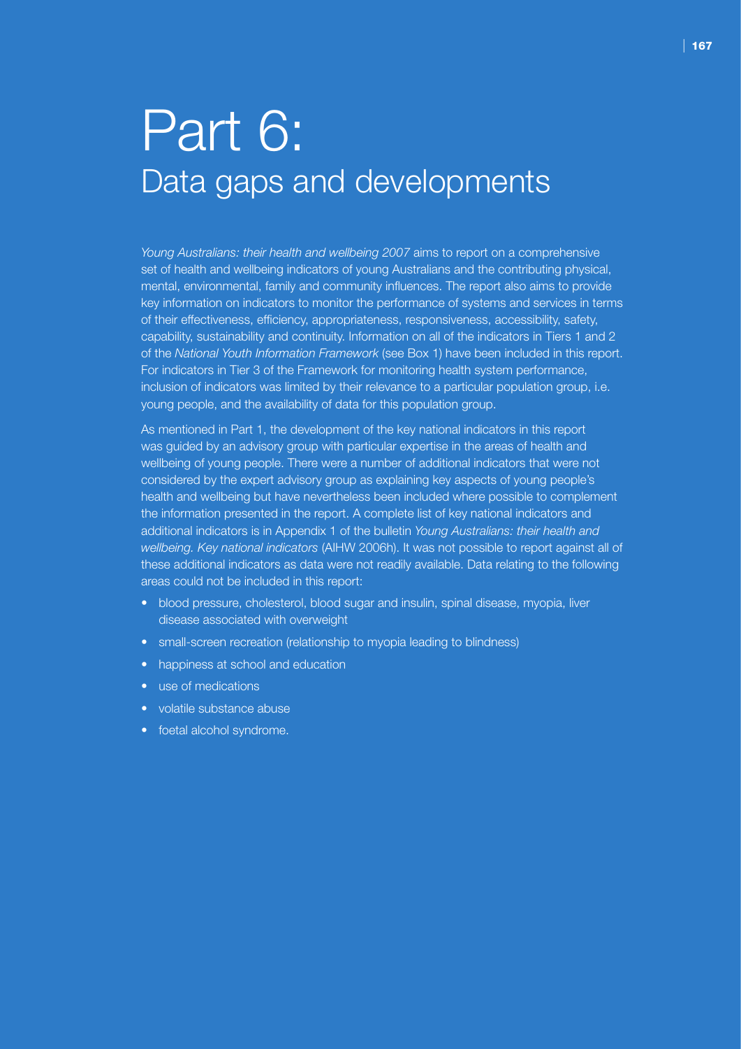# Part 6:
## Data gaps and developments

*Young Australians: their health and wellbeing 2007* aims to report on a comprehensive set of health and wellbeing indicators of young Australians and the contributing physical, mental, environmental, family and community influences. The report also aims to provide key information on indicators to monitor the performance of systems and services in terms of their effectiveness, efficiency, appropriateness, responsiveness, accessibility, safety, capability, sustainability and continuity. Information on all of the indicators in Tiers 1 and 2 of the *National Youth Information Framework* (see Box 1) have been included in this report. For indicators in Tier 3 of the Framework for monitoring health system performance, inclusion of indicators was limited by their relevance to a particular population group, i.e. young people, and the availability of data for this population group.

As mentioned in Part 1, the development of the key national indicators in this report was guided by an advisory group with particular expertise in the areas of health and wellbeing of young people. There were a number of additional indicators that were not considered by the expert advisory group as explaining key aspects of young people's health and wellbeing but have nevertheless been included where possible to complement the information presented in the report. A complete list of key national indicators and additional indicators is in Appendix 1 of the bulletin *Young Australians: their health and wellbeing. Key national indicators* (AIHW 2006h). It was not possible to report against all of these additional indicators as data were not readily available. Data relating to the following areas could not be included in this report:

- blood pressure, cholesterol, blood sugar and insulin, spinal disease, myopia, liver disease associated with overweight
- small-screen recreation (relationship to myopia leading to blindness)
- happiness at school and education
- use of medications
- volatile substance abuse
- foetal alcohol syndrome.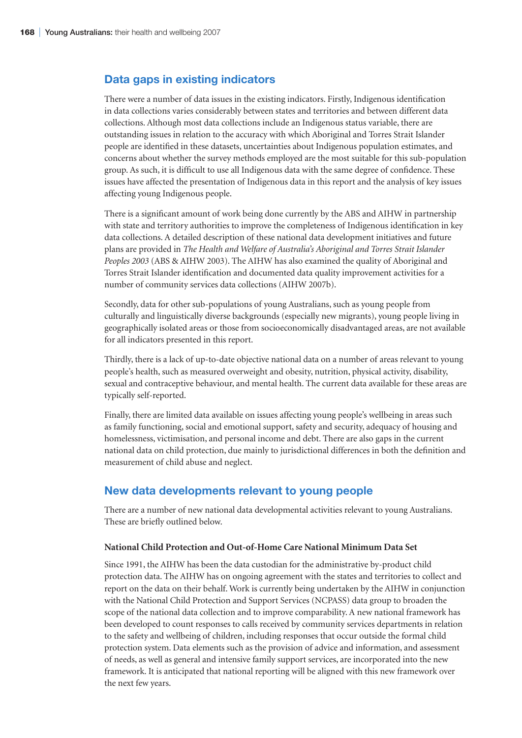## Data gaps in existing indicators

There were a number of data issues in the existing indicators. Firstly, Indigenous identification in data collections varies considerably between states and territories and between different data collections. Although most data collections include an Indigenous status variable, there are outstanding issues in relation to the accuracy with which Aboriginal and Torres Strait Islander people are identified in these datasets, uncertainties about Indigenous population estimates, and concerns about whether the survey methods employed are the most suitable for this sub-population group. As such, it is difficult to use all Indigenous data with the same degree of confidence. These issues have affected the presentation of Indigenous data in this report and the analysis of key issues affecting young Indigenous people.

There is a significant amount of work being done currently by the ABS and AIHW in partnership with state and territory authorities to improve the completeness of Indigenous identification in key data collections. A detailed description of these national data development initiatives and future plans are provided in *The Health and Welfare of Australia's Aboriginal and Torres Strait Islander Peoples 2003* (ABS & AIHW 2003). The AIHW has also examined the quality of Aboriginal and Torres Strait Islander identification and documented data quality improvement activities for a number of community services data collections (AIHW 2007b).

Secondly, data for other sub-populations of young Australians, such as young people from culturally and linguistically diverse backgrounds (especially new migrants), young people living in geographically isolated areas or those from socioeconomically disadvantaged areas, are not available for all indicators presented in this report.

Thirdly, there is a lack of up-to-date objective national data on a number of areas relevant to young people's health, such as measured overweight and obesity, nutrition, physical activity, disability, sexual and contraceptive behaviour, and mental health. The current data available for these areas are typically self-reported.

Finally, there are limited data available on issues affecting young people's wellbeing in areas such as family functioning, social and emotional support, safety and security, adequacy of housing and homelessness, victimisation, and personal income and debt. There are also gaps in the current national data on child protection, due mainly to jurisdictional differences in both the definition and measurement of child abuse and neglect.

## New data developments relevant to young people

There are a number of new national data developmental activities relevant to young Australians. These are briefly outlined below.

### National Child Protection and Out-of-Home Care National Minimum Data Set

Since 1991, the AIHW has been the data custodian for the administrative by-product child protection data. The AIHW has on ongoing agreement with the states and territories to collect and report on the data on their behalf. Work is currently being undertaken by the AIHW in conjunction with the National Child Protection and Support Services (NCPASS) data group to broaden the scope of the national data collection and to improve comparability. A new national framework has been developed to count responses to calls received by community services departments in relation to the safety and wellbeing of children, including responses that occur outside the formal child protection system. Data elements such as the provision of advice and information, and assessment of needs, as well as general and intensive family support services, are incorporated into the new framework. It is anticipated that national reporting will be aligned with this new framework over the next few years.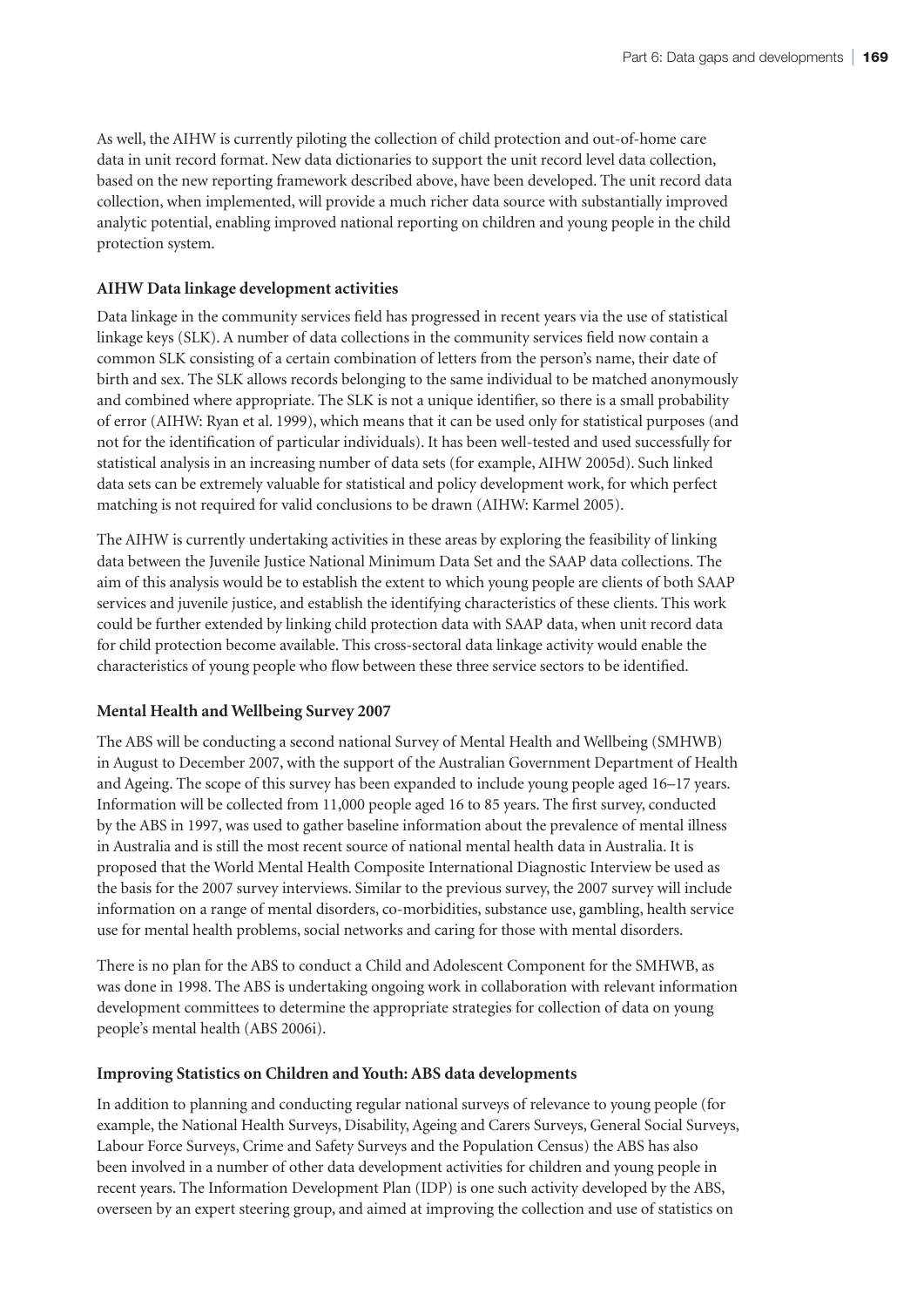As well, the AIHW is currently piloting the collection of child protection and out-of-home care data in unit record format. New data dictionaries to support the unit record level data collection, based on the new reporting framework described above, have been developed. The unit record data collection, when implemented, will provide a much richer data source with substantially improved analytic potential, enabling improved national reporting on children and young people in the child protection system.

### AIHW Data linkage development activities

Data linkage in the community services field has progressed in recent years via the use of statistical linkage keys (SLK). A number of data collections in the community services field now contain a common SLK consisting of a certain combination of letters from the person's name, their date of birth and sex. The SLK allows records belonging to the same individual to be matched anonymously and combined where appropriate. The SLK is not a unique identifier, so there is a small probability of error (AIHW: Ryan et al. 1999), which means that it can be used only for statistical purposes (and not for the identification of particular individuals). It has been well-tested and used successfully for statistical analysis in an increasing number of data sets (for example, AIHW 2005d). Such linked data sets can be extremely valuable for statistical and policy development work, for which perfect matching is not required for valid conclusions to be drawn (AIHW: Karmel 2005).

The AIHW is currently undertaking activities in these areas by exploring the feasibility of linking data between the Juvenile Justice National Minimum Data Set and the SAAP data collections. The aim of this analysis would be to establish the extent to which young people are clients of both SAAP services and juvenile justice, and establish the identifying characteristics of these clients. This work could be further extended by linking child protection data with SAAP data, when unit record data for child protection become available. This cross-sectoral data linkage activity would enable the characteristics of young people who flow between these three service sectors to be identified.

### Mental Health and Wellbeing Survey 2007

The ABS will be conducting a second national Survey of Mental Health and Wellbeing (SMHWB) in August to December 2007, with the support of the Australian Government Department of Health and Ageing. The scope of this survey has been expanded to include young people aged 16–17 years. Information will be collected from 11,000 people aged 16 to 85 years. The first survey, conducted by the ABS in 1997, was used to gather baseline information about the prevalence of mental illness in Australia and is still the most recent source of national mental health data in Australia. It is proposed that the World Mental Health Composite International Diagnostic Interview be used as the basis for the 2007 survey interviews. Similar to the previous survey, the 2007 survey will include information on a range of mental disorders, co-morbidities, substance use, gambling, health service use for mental health problems, social networks and caring for those with mental disorders.

There is no plan for the ABS to conduct a Child and Adolescent Component for the SMHWB, as was done in 1998. The ABS is undertaking ongoing work in collaboration with relevant information development committees to determine the appropriate strategies for collection of data on young people's mental health (ABS 2006i).

### Improving Statistics on Children and Youth: ABS data developments

In addition to planning and conducting regular national surveys of relevance to young people (for example, the National Health Surveys, Disability, Ageing and Carers Surveys, General Social Surveys, Labour Force Surveys, Crime and Safety Surveys and the Population Census) the ABS has also been involved in a number of other data development activities for children and young people in recent years. The Information Development Plan (IDP) is one such activity developed by the ABS, overseen by an expert steering group, and aimed at improving the collection and use of statistics on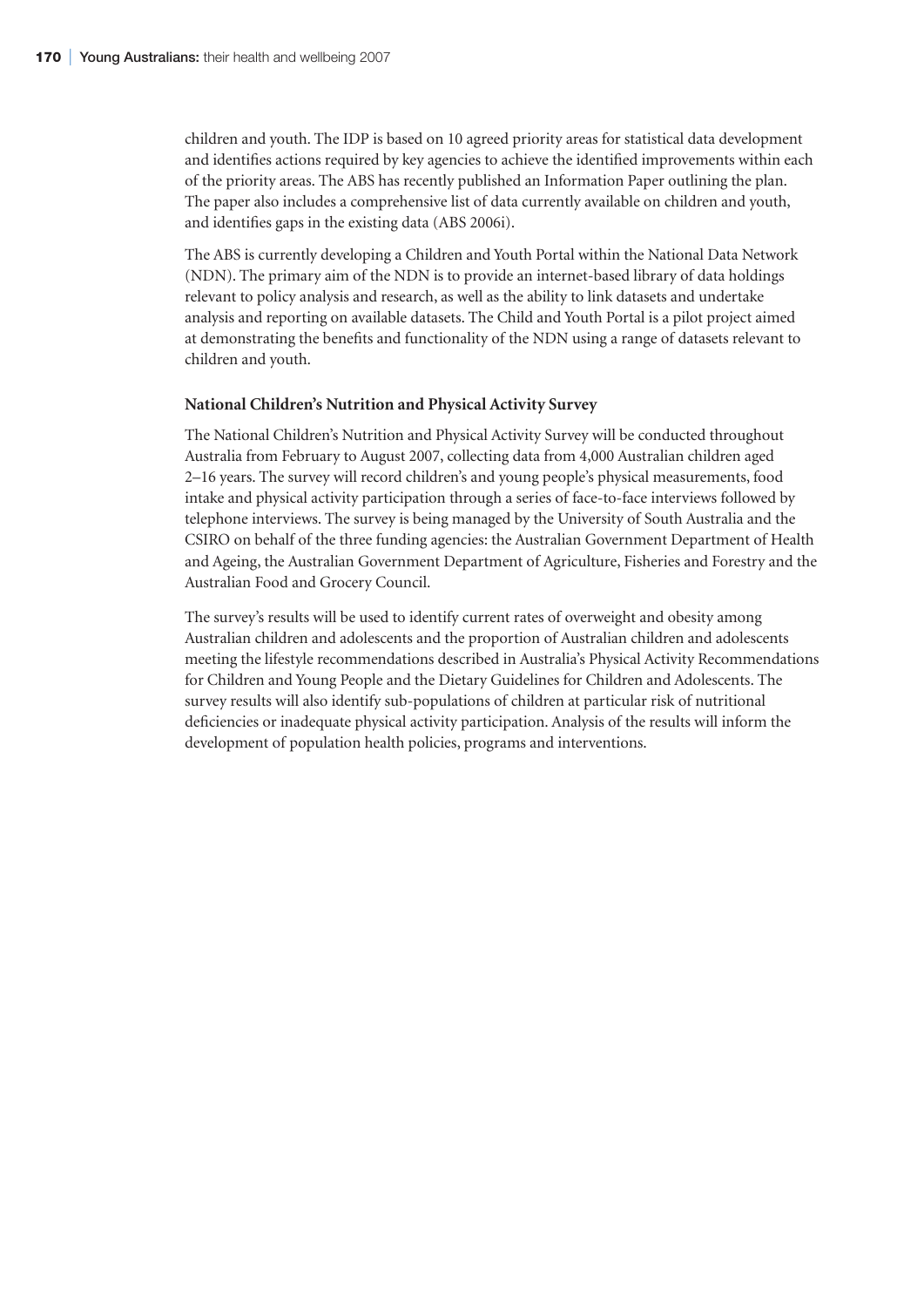children and youth. The IDP is based on 10 agreed priority areas for statistical data development and identifies actions required by key agencies to achieve the identified improvements within each of the priority areas. The ABS has recently published an Information Paper outlining the plan. The paper also includes a comprehensive list of data currently available on children and youth, and identifies gaps in the existing data (ABS 2006i).

The ABS is currently developing a Children and Youth Portal within the National Data Network (NDN). The primary aim of the NDN is to provide an internet-based library of data holdings relevant to policy analysis and research, as well as the ability to link datasets and undertake analysis and reporting on available datasets. The Child and Youth Portal is a pilot project aimed at demonstrating the benefits and functionality of the NDN using a range of datasets relevant to children and youth.

**National Children's Nutrition and Physical Activity Survey**

The National Children's Nutrition and Physical Activity Survey will be conducted throughout Australia from February to August 2007, collecting data from 4,000 Australian children aged 2–16 years. The survey will record children's and young people's physical measurements, food intake and physical activity participation through a series of face-to-face interviews followed by telephone interviews. The survey is being managed by the University of South Australia and the CSIRO on behalf of the three funding agencies: the Australian Government Department of Health and Ageing, the Australian Government Department of Agriculture, Fisheries and Forestry and the Australian Food and Grocery Council.

The survey's results will be used to identify current rates of overweight and obesity among Australian children and adolescents and the proportion of Australian children and adolescents meeting the lifestyle recommendations described in Australia's Physical Activity Recommendations for Children and Young People and the Dietary Guidelines for Children and Adolescents. The survey results will also identify sub-populations of children at particular risk of nutritional deficiencies or inadequate physical activity participation. Analysis of the results will inform the development of population health policies, programs and interventions.